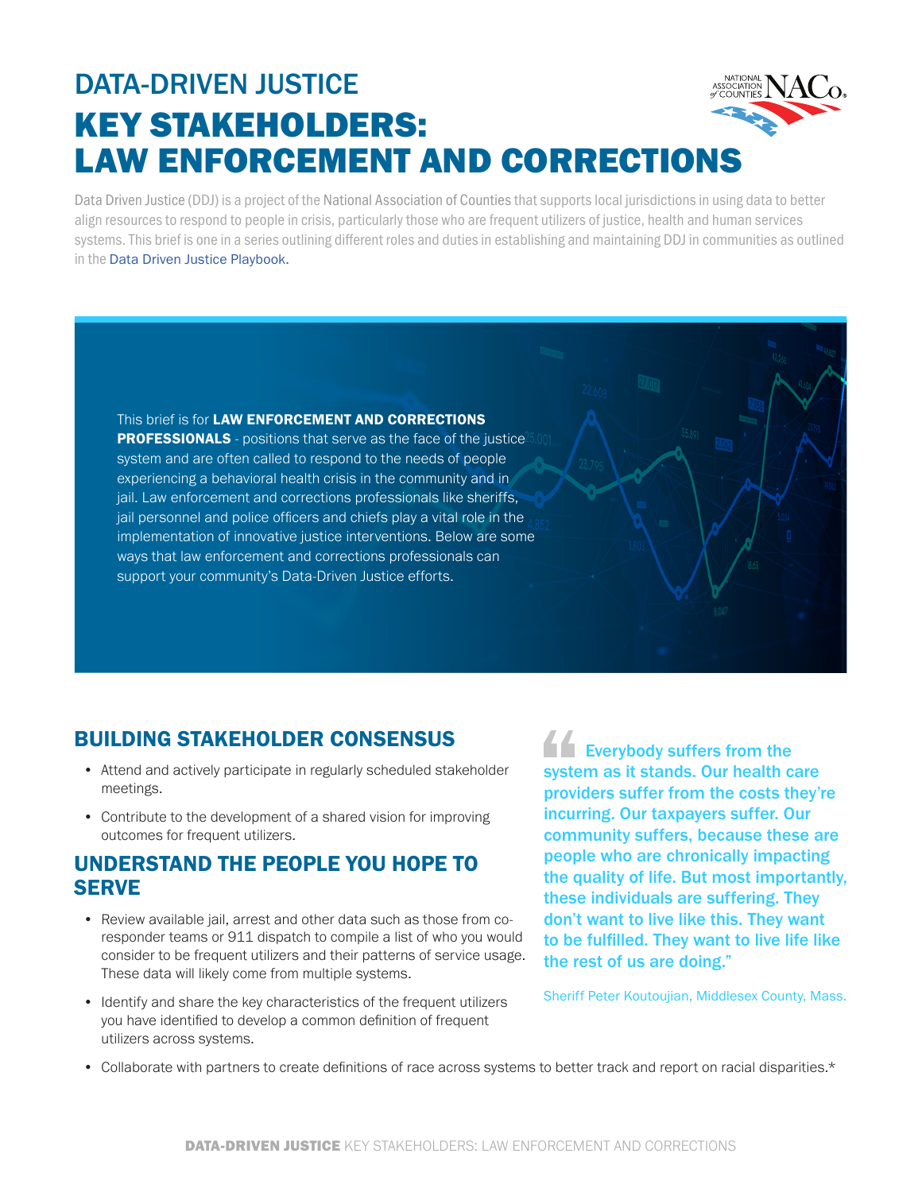# DATA-DRIVEN JUSTICE

# KEY STAKEHOLDERS: LAW ENFORCEMENT AND CORRECTIONS

Data Driven Justice (DDJ) is a project of the National Association of Counties that supports local jurisdictions in using data to better align resources to respond to people in crisis, particularly those who are frequent utilizers of justice, health and human services systems. This brief is one in a series outlining different roles and duties in establishing and maintaining DDJ in communities as outlined in the Data Driven Justice Playbook.

This brief is for **LAW ENFORCEMENT AND CORRECTIONS PROFESSIONALS** - positions that serve as the face of the justice system and are often called to respond to the needs of people experiencing a behavioral health crisis in the community and in jail. Law enforcement and corrections professionals like sheriffs, jail personnel and police officers and chiefs play a vital role in the implementation of innovative justice interventions. Below are some ways that law enforcement and corrections professionals can support your community's Data-Driven Justice efforts.

## BUILDING STAKEHOLDER CONSENSUS

- Attend and actively participate in regularly scheduled stakeholder meetings.
- Contribute to the development of a shared vision for improving outcomes for frequent utilizers.

## UNDERSTAND THE PEOPLE YOU HOPE TO SERVE

- Review available jail, arrest and other data such as those from co-responder teams or 911 dispatch to compile a list of who you would consider to be frequent utilizers and their patterns of service usage. These data will likely come from multiple systems.
- Identify and share the key characteristics of the frequent utilizers you have identified to develop a common definition of frequent utilizers across systems.
- Collaborate with partners to create definitions of race across systems to better track and report on racial disparities.*

> "Everybody suffers from the system as it stands. Our health care providers suffer from the costs they're incurring. Our taxpayers suffer. Our community suffers, because these are people who are chronically impacting the quality of life. But most importantly, these individuals are suffering. They don't want to live like this. They want to be fulfilled. They want to live life like the rest of us are doing."
>
> Sheriff Peter Koutoujian, Middlesex County, Mass.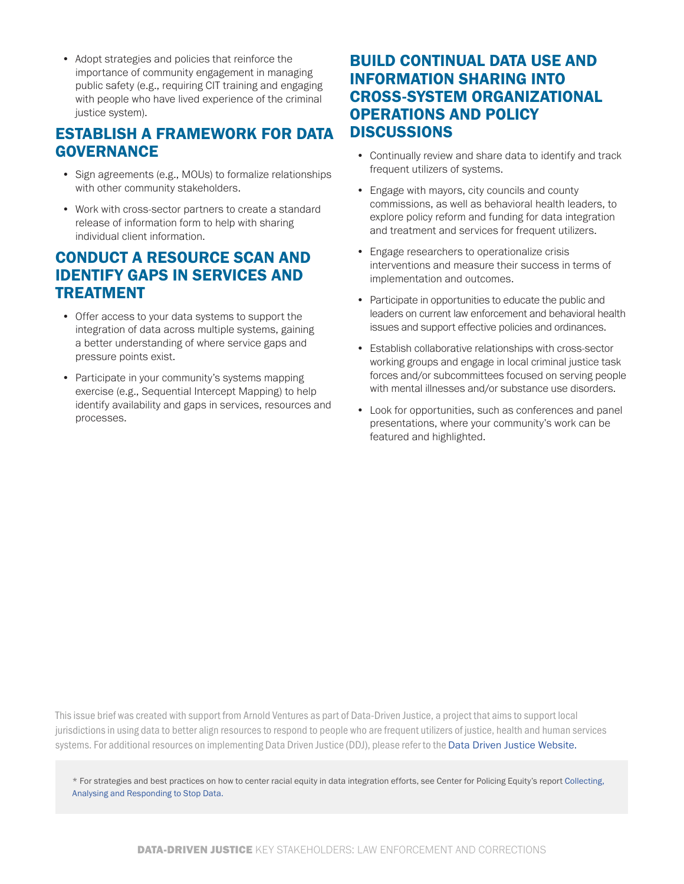- Adopt strategies and policies that reinforce the importance of community engagement in managing public safety (e.g., requiring CIT training and engaging with people who have lived experience of the criminal justice system).

## ESTABLISH A FRAMEWORK FOR DATA GOVERNANCE

- Sign agreements (e.g., MOUs) to formalize relationships with other community stakeholders.
- Work with cross-sector partners to create a standard release of information form to help with sharing individual client information.

## CONDUCT A RESOURCE SCAN AND IDENTIFY GAPS IN SERVICES AND TREATMENT

- Offer access to your data systems to support the integration of data across multiple systems, gaining a better understanding of where service gaps and pressure points exist.
- Participate in your community's systems mapping exercise (e.g., Sequential Intercept Mapping) to help identify availability and gaps in services, resources and processes.

## BUILD CONTINUAL DATA USE AND INFORMATION SHARING INTO CROSS-SYSTEM ORGANIZATIONAL OPERATIONS AND POLICY DISCUSSIONS

- Continually review and share data to identify and track frequent utilizers of systems.
- Engage with mayors, city councils and county commissions, as well as behavioral health leaders, to explore policy reform and funding for data integration and treatment and services for frequent utilizers.
- Engage researchers to operationalize crisis interventions and measure their success in terms of implementation and outcomes.
- Participate in opportunities to educate the public and leaders on current law enforcement and behavioral health issues and support effective policies and ordinances.
- Establish collaborative relationships with cross-sector working groups and engage in local criminal justice task forces and/or subcommittees focused on serving people with mental illnesses and/or substance use disorders.
- Look for opportunities, such as conferences and panel presentations, where your community's work can be featured and highlighted.

This issue brief was created with support from Arnold Ventures as part of Data-Driven Justice, a project that aims to support local jurisdictions in using data to better align resources to respond to people who are frequent utilizers of justice, health and human services systems. For additional resources on implementing Data Driven Justice (DDJ), please refer to the Data Driven Justice Website.

* For strategies and best practices on how to center racial equity in data integration efforts, see Center for Policing Equity's report Collecting, Analysing and Responding to Stop Data.